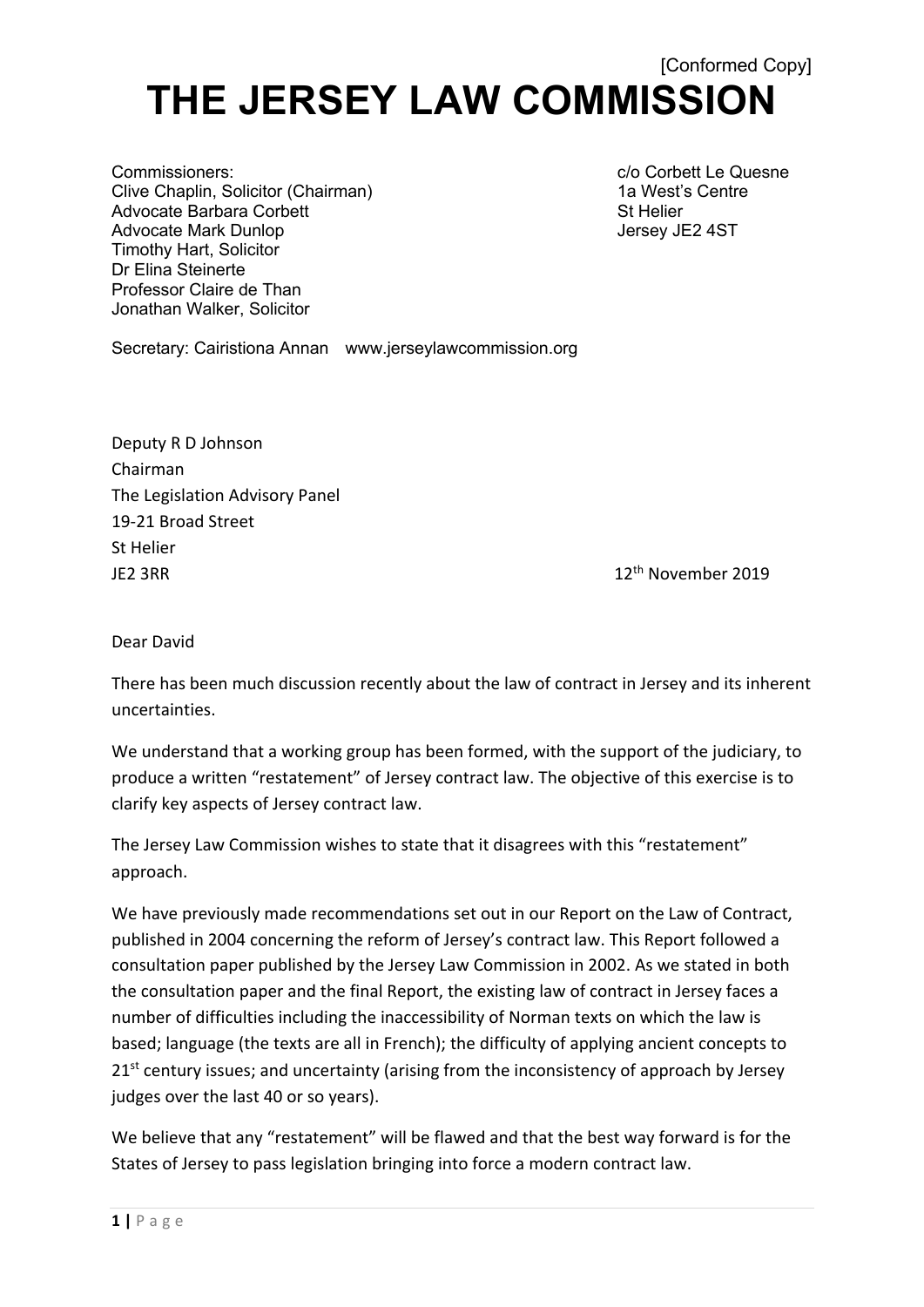[Conformed Copy]

# THE JERSEY LAW COMMISSION

Commissioners:
Clive Chaplin, Solicitor (Chairman)
Advocate Barbara Corbett
Advocate Mark Dunlop
Timothy Hart, Solicitor
Dr Elina Steinerte
Professor Claire de Than
Jonathan Walker, Solicitor

c/o Corbett Le Quesne
1a West's Centre
St Helier
Jersey JE2 4ST

Secretary: Cairistiona Annan  www.jerseylawcommission.org

Deputy R D Johnson
Chairman
The Legislation Advisory Panel
19-21 Broad Street
St Helier
JE2 3RR

12th November 2019

Dear David

There has been much discussion recently about the law of contract in Jersey and its inherent uncertainties.

We understand that a working group has been formed, with the support of the judiciary, to produce a written "restatement" of Jersey contract law. The objective of this exercise is to clarify key aspects of Jersey contract law.

The Jersey Law Commission wishes to state that it disagrees with this "restatement" approach.

We have previously made recommendations set out in our Report on the Law of Contract, published in 2004 concerning the reform of Jersey's contract law. This Report followed a consultation paper published by the Jersey Law Commission in 2002. As we stated in both the consultation paper and the final Report, the existing law of contract in Jersey faces a number of difficulties including the inaccessibility of Norman texts on which the law is based; language (the texts are all in French); the difficulty of applying ancient concepts to 21st century issues; and uncertainty (arising from the inconsistency of approach by Jersey judges over the last 40 or so years).

We believe that any "restatement" will be flawed and that the best way forward is for the States of Jersey to pass legislation bringing into force a modern contract law.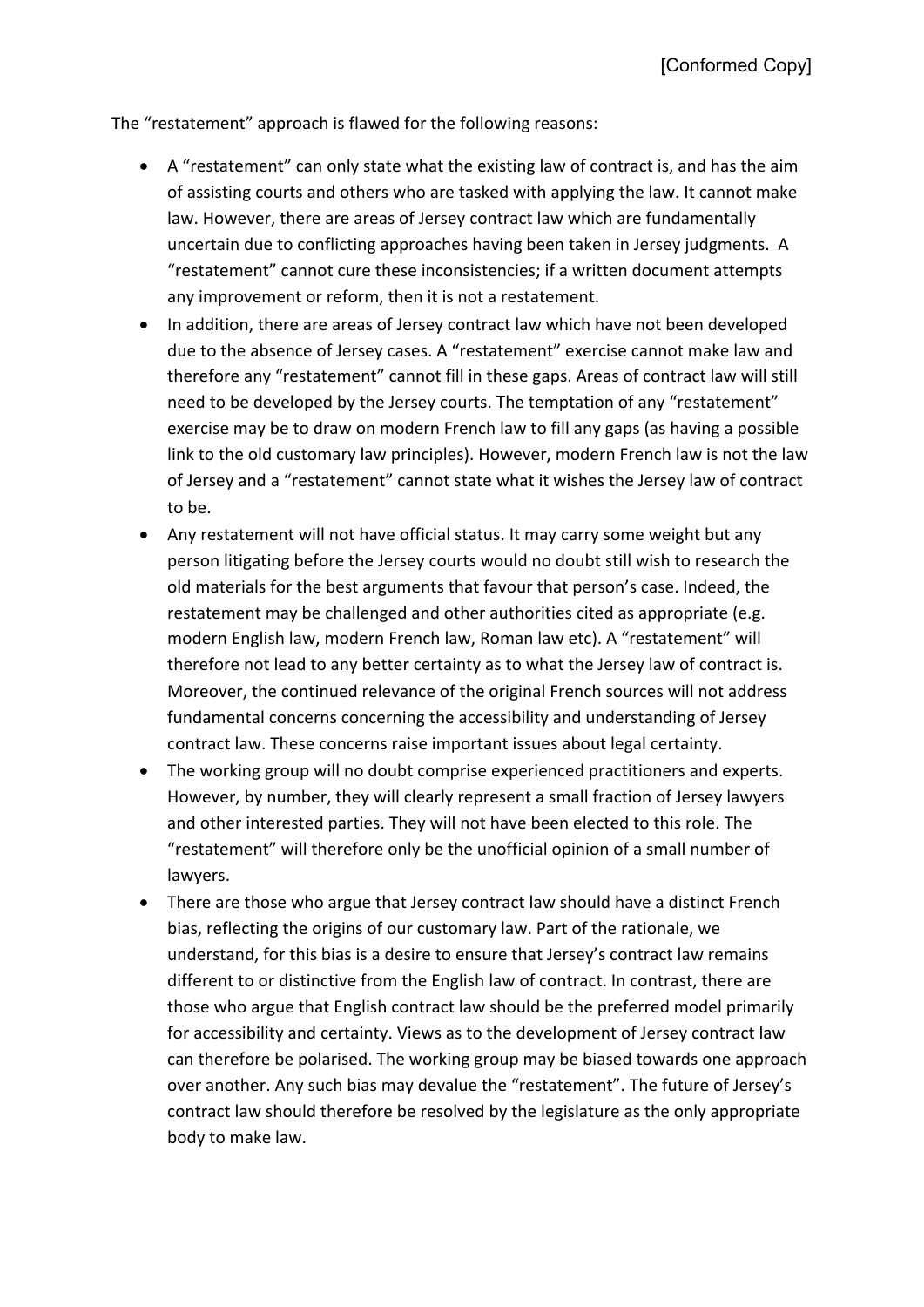The "restatement" approach is flawed for the following reasons:

- A "restatement" can only state what the existing law of contract is, and has the aim of assisting courts and others who are tasked with applying the law. It cannot make law. However, there are areas of Jersey contract law which are fundamentally uncertain due to conflicting approaches having been taken in Jersey judgments. A "restatement" cannot cure these inconsistencies; if a written document attempts any improvement or reform, then it is not a restatement.
- In addition, there are areas of Jersey contract law which have not been developed due to the absence of Jersey cases. A "restatement" exercise cannot make law and therefore any "restatement" cannot fill in these gaps. Areas of contract law will still need to be developed by the Jersey courts. The temptation of any "restatement" exercise may be to draw on modern French law to fill any gaps (as having a possible link to the old customary law principles). However, modern French law is not the law of Jersey and a "restatement" cannot state what it wishes the Jersey law of contract to be.
- Any restatement will not have official status. It may carry some weight but any person litigating before the Jersey courts would no doubt still wish to research the old materials for the best arguments that favour that person's case. Indeed, the restatement may be challenged and other authorities cited as appropriate (e.g. modern English law, modern French law, Roman law etc). A "restatement" will therefore not lead to any better certainty as to what the Jersey law of contract is. Moreover, the continued relevance of the original French sources will not address fundamental concerns concerning the accessibility and understanding of Jersey contract law. These concerns raise important issues about legal certainty.
- The working group will no doubt comprise experienced practitioners and experts. However, by number, they will clearly represent a small fraction of Jersey lawyers and other interested parties. They will not have been elected to this role. The "restatement" will therefore only be the unofficial opinion of a small number of lawyers.
- There are those who argue that Jersey contract law should have a distinct French bias, reflecting the origins of our customary law. Part of the rationale, we understand, for this bias is a desire to ensure that Jersey's contract law remains different to or distinctive from the English law of contract. In contrast, there are those who argue that English contract law should be the preferred model primarily for accessibility and certainty. Views as to the development of Jersey contract law can therefore be polarised. The working group may be biased towards one approach over another. Any such bias may devalue the "restatement". The future of Jersey's contract law should therefore be resolved by the legislature as the only appropriate body to make law.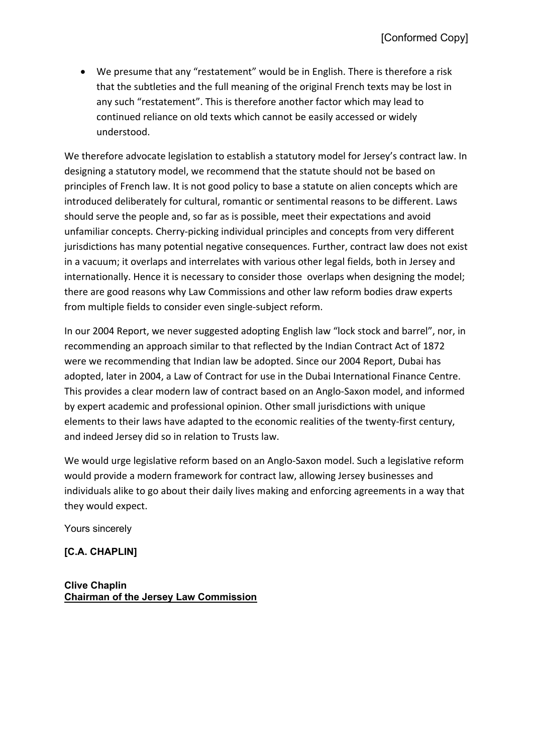[Conformed Copy]

- We presume that any "restatement" would be in English. There is therefore a risk that the subtleties and the full meaning of the original French texts may be lost in any such "restatement". This is therefore another factor which may lead to continued reliance on old texts which cannot be easily accessed or widely understood.

We therefore advocate legislation to establish a statutory model for Jersey's contract law. In designing a statutory model, we recommend that the statute should not be based on principles of French law. It is not good policy to base a statute on alien concepts which are introduced deliberately for cultural, romantic or sentimental reasons to be different. Laws should serve the people and, so far as is possible, meet their expectations and avoid unfamiliar concepts. Cherry-picking individual principles and concepts from very different jurisdictions has many potential negative consequences. Further, contract law does not exist in a vacuum; it overlaps and interrelates with various other legal fields, both in Jersey and internationally. Hence it is necessary to consider those overlaps when designing the model; there are good reasons why Law Commissions and other law reform bodies draw experts from multiple fields to consider even single-subject reform.

In our 2004 Report, we never suggested adopting English law "lock stock and barrel", nor, in recommending an approach similar to that reflected by the Indian Contract Act of 1872 were we recommending that Indian law be adopted. Since our 2004 Report, Dubai has adopted, later in 2004, a Law of Contract for use in the Dubai International Finance Centre. This provides a clear modern law of contract based on an Anglo-Saxon model, and informed by expert academic and professional opinion. Other small jurisdictions with unique elements to their laws have adapted to the economic realities of the twenty-first century, and indeed Jersey did so in relation to Trusts law.

We would urge legislative reform based on an Anglo-Saxon model. Such a legislative reform would provide a modern framework for contract law, allowing Jersey businesses and individuals alike to go about their daily lives making and enforcing agreements in a way that they would expect.

Yours sincerely

**[C.A. CHAPLIN]**

**Clive Chaplin**
**Chairman of the Jersey Law Commission**